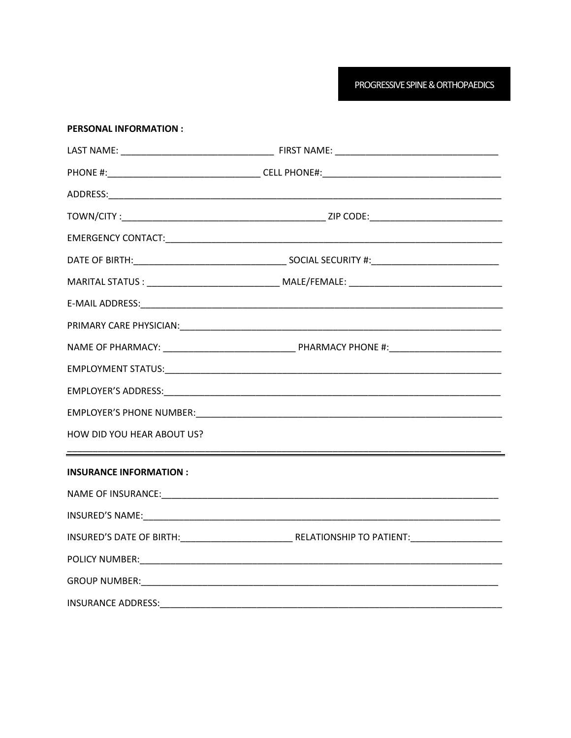PROGRESSIVE SPINE & ORTHOPAEDICS

**PERSONAL INFORMATION :**

LAST NAME: ______________________________ FIRST NAME: ________________________________

PHONE #:______________________________ CELL PHONE#:__________________________________

ADDRESS:_____________________________________________________________________________

TOWN/CITY :________________________________________ ZIP CODE:__________________________

EMERGENCY CONTACT:____________________________________________________________________

DATE OF BIRTH:______________________________ SOCIAL SECURITY #:_________________________

MARITAL STATUS : __________________________ MALE/FEMALE: ______________________________

E-MAIL ADDRESS:______________________________________________________________________

PRIMARY CARE PHYSICIAN:______________________________________________________________

NAME OF PHARMACY: __________________________ PHARMACY PHONE #:______________________

EMPLOYMENT STATUS:___________________________________________________________________

EMPLOYER'S ADDRESS:__________________________________________________________________

EMPLOYER'S PHONE NUMBER:_____________________________________________________________

HOW DID YOU HEAR ABOUT US?

_____________________________________________________________________________________

**INSURANCE INFORMATION :**

NAME OF INSURANCE:___________________________________________________________________

INSURED'S NAME:______________________________________________________________________

INSURED'S DATE OF BIRTH:______________________ RELATIONSHIP TO PATIENT:__________________

POLICY NUMBER:_______________________________________________________________________

GROUP NUMBER:________________________________________________________________________

INSURANCE ADDRESS:___________________________________________________________________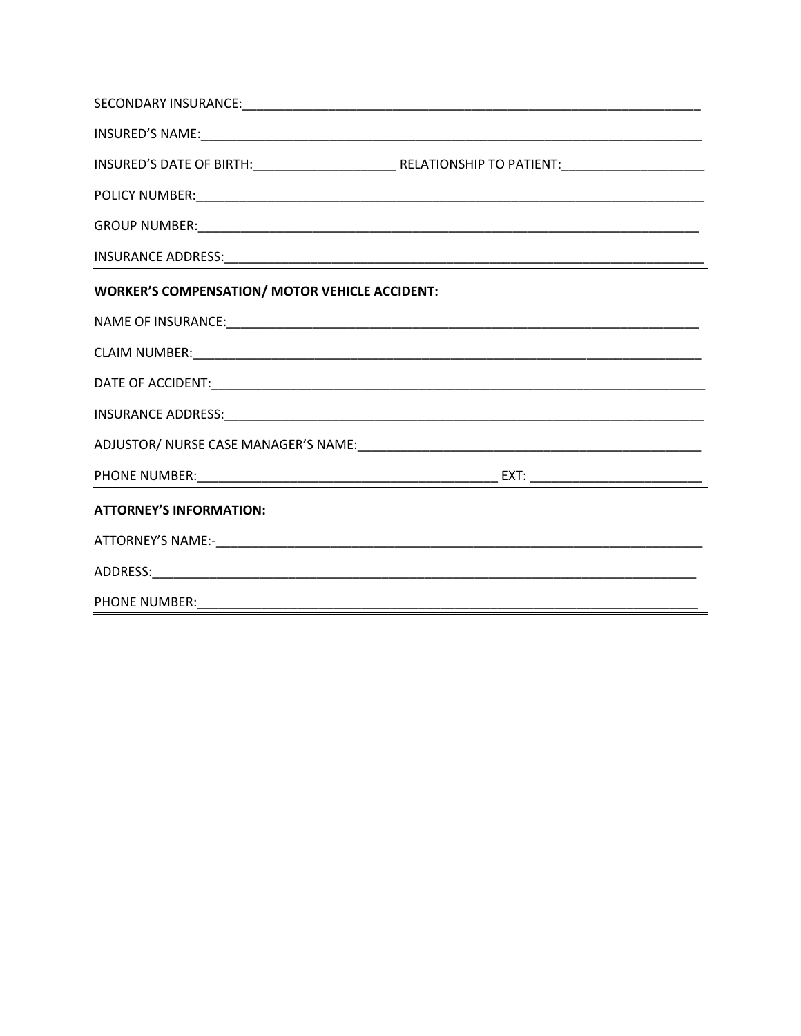SECONDARY INSURANCE:_______________________________________________________________________

INSURED'S NAME:___________________________________________________________________________

INSURED'S DATE OF BIRTH:____________________ RELATIONSHIP TO PATIENT:____________________

POLICY NUMBER:___________________________________________________________________________

GROUP NUMBER:___________________________________________________________________________

INSURANCE ADDRESS:_______________________________________________________________________

---

**WORKER'S COMPENSATION/ MOTOR VEHICLE ACCIDENT:**

NAME OF INSURANCE:_______________________________________________________________________

CLAIM NUMBER:___________________________________________________________________________

DATE OF ACCIDENT:________________________________________________________________________

INSURANCE ADDRESS:_______________________________________________________________________

ADJUSTOR/ NURSE CASE MANAGER'S NAME:_______________________________________________

PHONE NUMBER:__________________________________________ EXT: ________________________

---

**ATTORNEY'S INFORMATION:**

ATTORNEY'S NAME:-_______________________________________________________________________

ADDRESS:________________________________________________________________________________

PHONE NUMBER:___________________________________________________________________________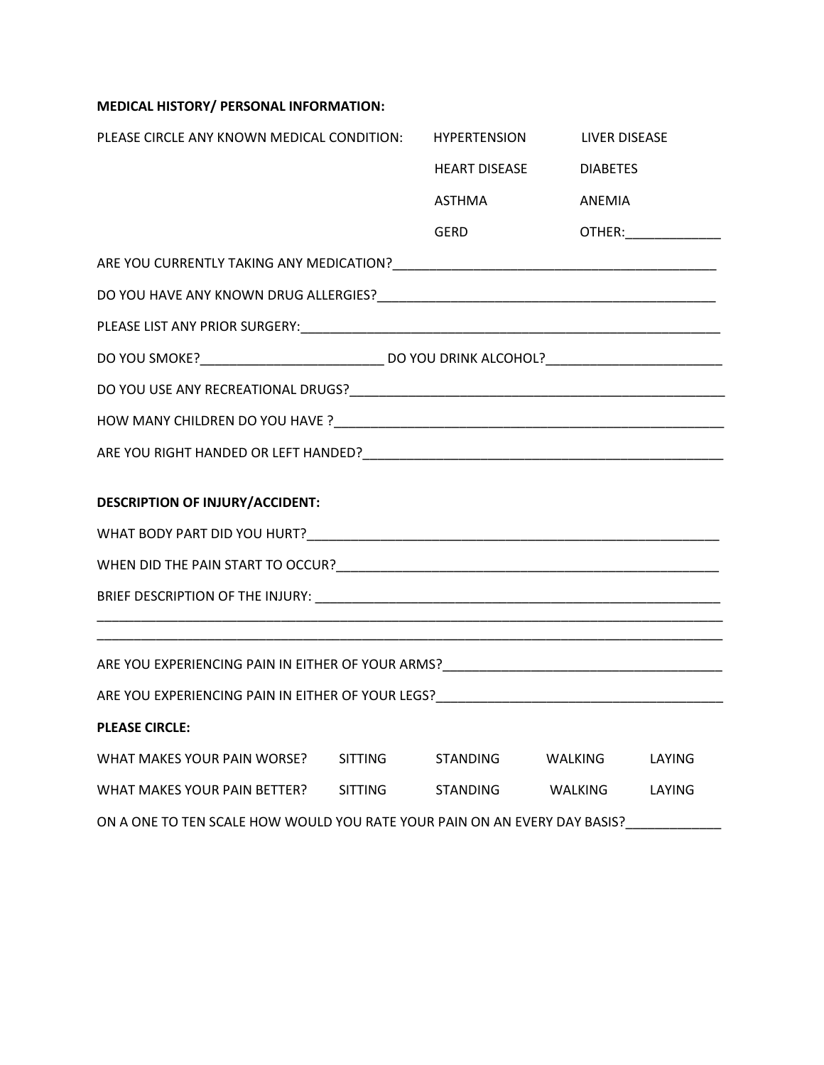**MEDICAL HISTORY/ PERSONAL INFORMATION:**

PLEASE CIRCLE ANY KNOWN MEDICAL CONDITION:

| | |
|---|---|
| HYPERTENSION | LIVER DISEASE |
| HEART DISEASE | DIABETES |
| ASTHMA | ANEMIA |
| GERD | OTHER:_____________ |

ARE YOU CURRENTLY TAKING ANY MEDICATION?___________________________________________

DO YOU HAVE ANY KNOWN DRUG ALLERGIES?_____________________________________________

PLEASE LIST ANY PRIOR SURGERY:________________________________________________________

DO YOU SMOKE?_________________________ DO YOU DRINK ALCOHOL?________________________

DO YOU USE ANY RECREATIONAL DRUGS?_____________________________________________________

HOW MANY CHILDREN DO YOU HAVE ?_______________________________________________________

ARE YOU RIGHT HANDED OR LEFT HANDED?__________________________________________________

**DESCRIPTION OF INJURY/ACCIDENT:**

WHAT BODY PART DID YOU HURT?_________________________________________________________

WHEN DID THE PAIN START TO OCCUR?____________________________________________________

BRIEF DESCRIPTION OF THE INJURY: ____________________________________________________
______________________________________________________________________________________
______________________________________________________________________________________

ARE YOU EXPERIENCING PAIN IN EITHER OF YOUR ARMS?_____________________________________

ARE YOU EXPERIENCING PAIN IN EITHER OF YOUR LEGS?_____________________________________

**PLEASE CIRCLE:**

| | | | | |
|---|---|---|---|---|
| WHAT MAKES YOUR PAIN WORSE? | SITTING | STANDING | WALKING | LAYING |
| WHAT MAKES YOUR PAIN BETTER? | SITTING | STANDING | WALKING | LAYING |

ON A ONE TO TEN SCALE HOW WOULD YOU RATE YOUR PAIN ON AN EVERY DAY BASIS?_____________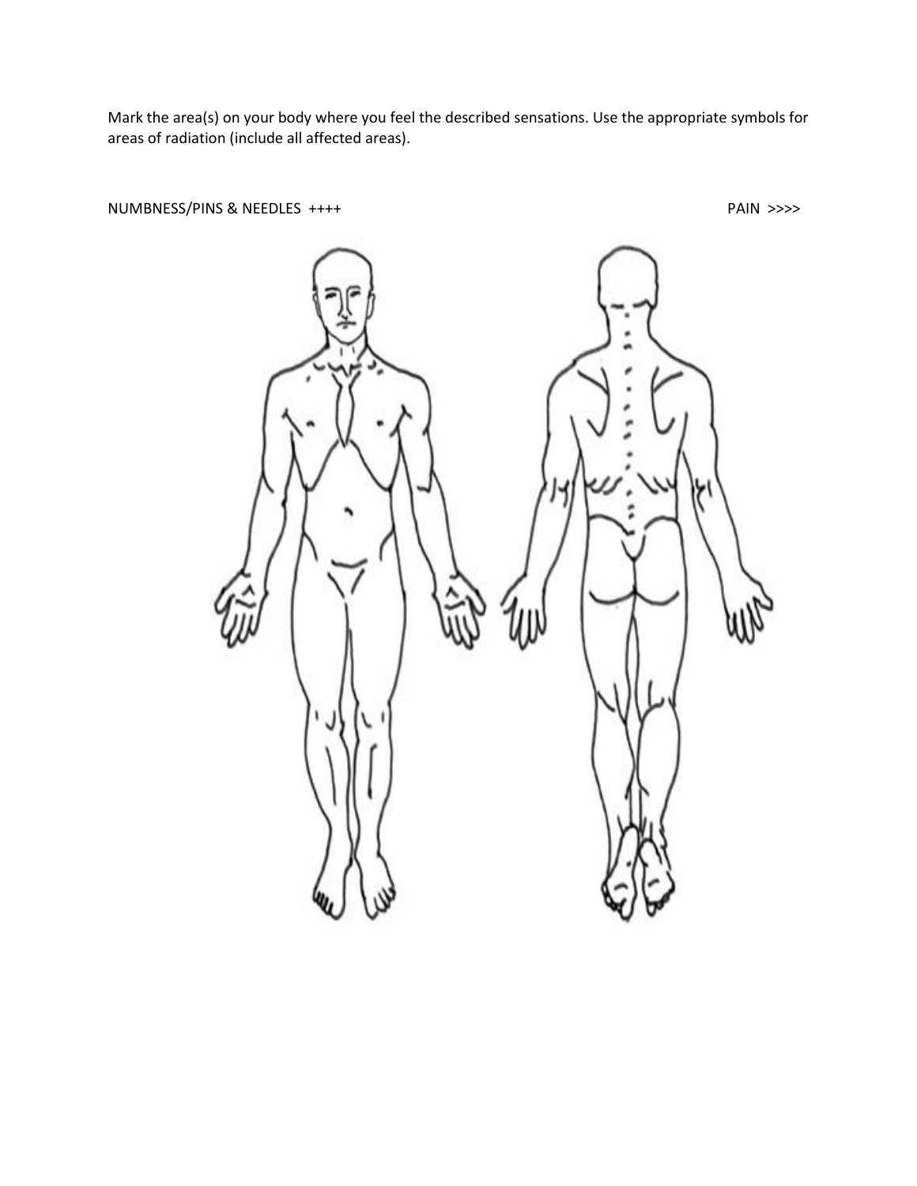Mark the area(s) on your body where you feel the described sensations. Use the appropriate symbols for areas of radiation (include all affected areas).

NUMBNESS/PINS & NEEDLES ++++ PAIN >>>>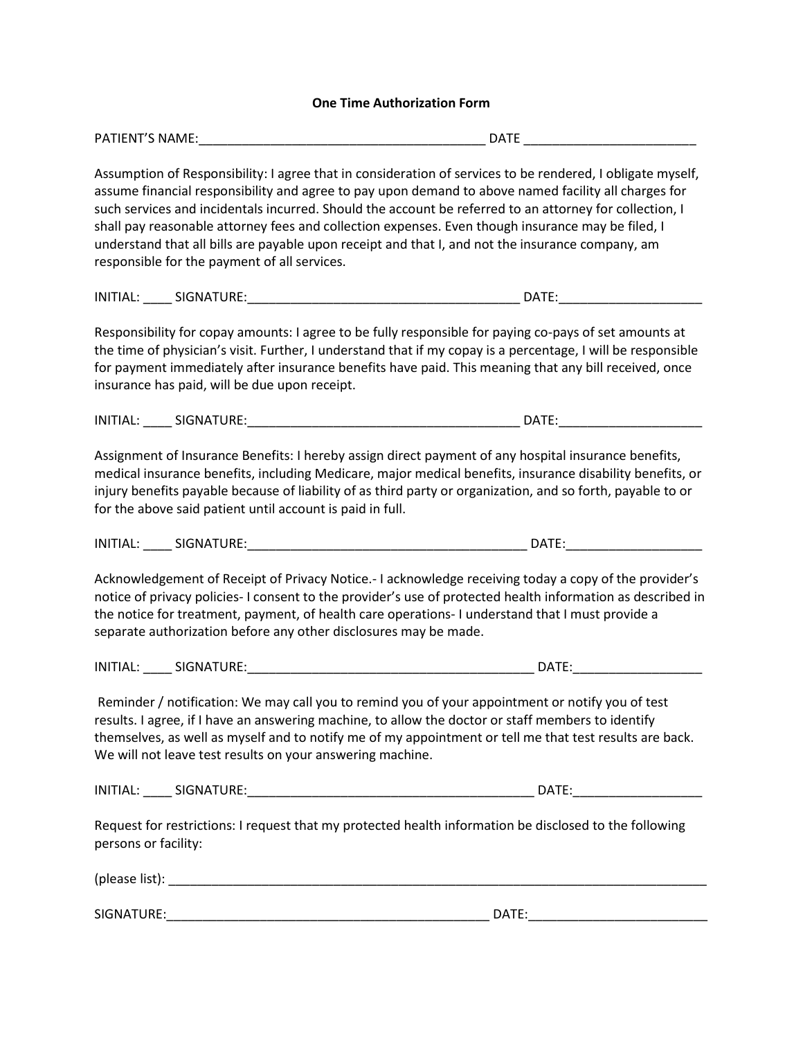# One Time Authorization Form

PATIENT'S NAME:________________________________________ DATE ________________________

Assumption of Responsibility: I agree that in consideration of services to be rendered, I obligate myself, assume financial responsibility and agree to pay upon demand to above named facility all charges for such services and incidentals incurred. Should the account be referred to an attorney for collection, I shall pay reasonable attorney fees and collection expenses. Even though insurance may be filed, I understand that all bills are payable upon receipt and that I, and not the insurance company, am responsible for the payment of all services.

INITIAL: ____ SIGNATURE:_______________________________________ DATE:____________________

Responsibility for copay amounts: I agree to be fully responsible for paying co-pays of set amounts at the time of physician's visit. Further, I understand that if my copay is a percentage, I will be responsible for payment immediately after insurance benefits have paid. This meaning that any bill received, once insurance has paid, will be due upon receipt.

INITIAL: ____ SIGNATURE:_______________________________________ DATE:____________________

Assignment of Insurance Benefits: I hereby assign direct payment of any hospital insurance benefits, medical insurance benefits, including Medicare, major medical benefits, insurance disability benefits, or injury benefits payable because of liability of as third party or organization, and so forth, payable to or for the above said patient until account is paid in full.

INITIAL: ____ SIGNATURE:________________________________________ DATE:___________________

Acknowledgement of Receipt of Privacy Notice.- I acknowledge receiving today a copy of the provider's notice of privacy policies- I consent to the provider's use of protected health information as described in the notice for treatment, payment, of health care operations- I understand that I must provide a separate authorization before any other disclosures may be made.

INITIAL: ____ SIGNATURE:_________________________________________ DATE:__________________

Reminder / notification: We may call you to remind you of your appointment or notify you of test results. I agree, if I have an answering machine, to allow the doctor or staff members to identify themselves, as well as myself and to notify me of my appointment or tell me that test results are back. We will not leave test results on your answering machine.

INITIAL: ____ SIGNATURE:_________________________________________ DATE:__________________

Request for restrictions: I request that my protected health information be disclosed to the following persons or facility:

(please list): ________________________________________________________________________________

SIGNATURE:______________________________________________ DATE:_________________________